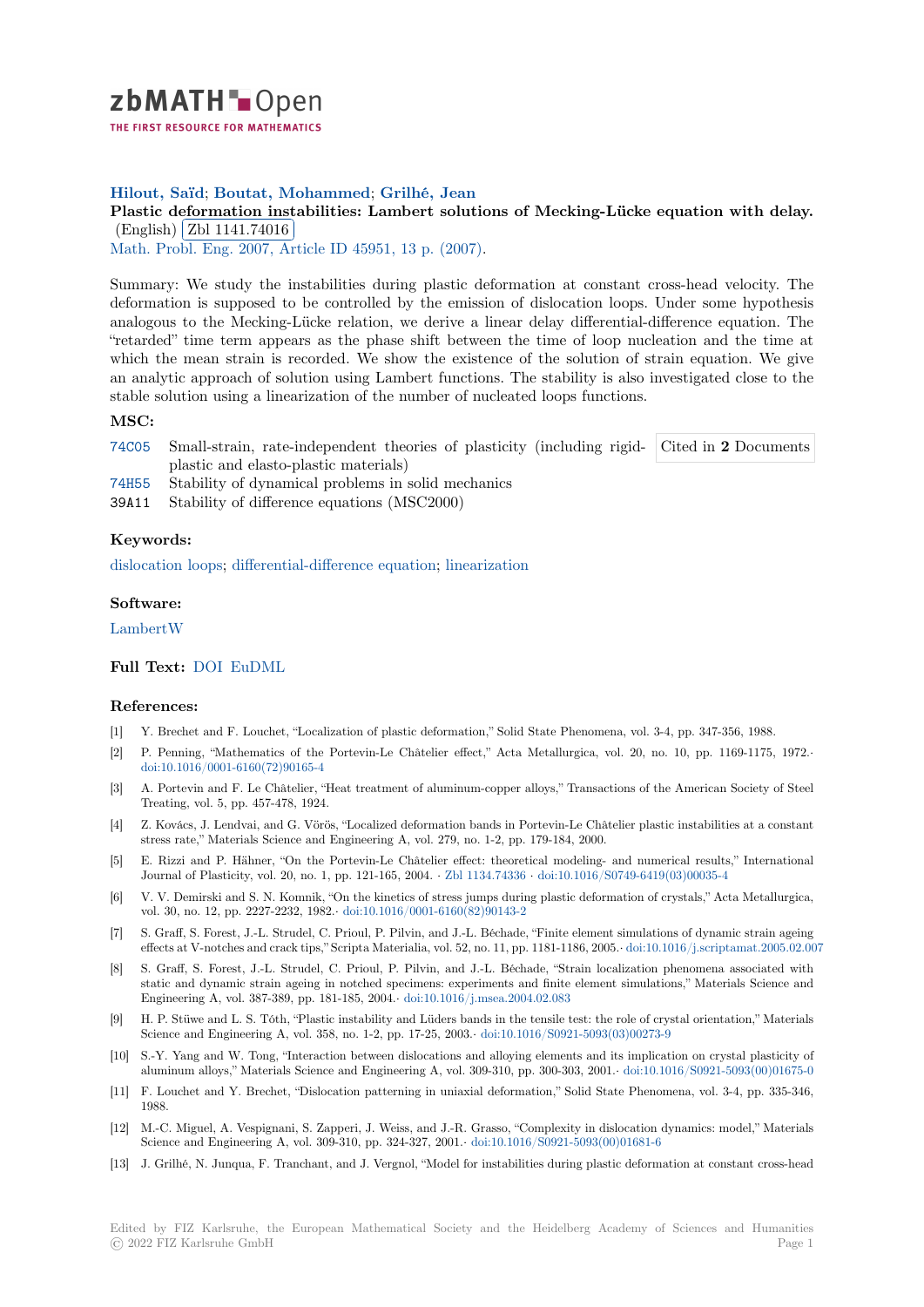# zbMATH Open

THE FIRST RESOURCE FOR MATHEMATICS

**Hilout, Saïd; Boutat, Mohammed; Grilhé, Jean**

**Plastic deformation instabilities: Lambert solutions of Mecking-Lücke equation with delay.** (English) Zbl 1141.74016

Math. Probl. Eng. 2007, Article ID 45951, 13 p. (2007).

Summary: We study the instabilities during plastic deformation at constant cross-head velocity. The deformation is supposed to be controlled by the emission of dislocation loops. Under some hypothesis analogous to the Mecking-Lücke relation, we derive a linear delay differential-difference equation. The "retarded" time term appears as the phase shift between the time of loop nucleation and the time at which the mean strain is recorded. We show the existence of the solution of strain equation. We give an analytic approach of solution using Lambert functions. The stability is also investigated close to the stable solution using a linearization of the number of nucleated loops functions.

## MSC:

74C05 Small-strain, rate-independent theories of plasticity (including rigid-plastic and elasto-plastic materials)

74H55 Stability of dynamical problems in solid mechanics

39A11 Stability of difference equations (MSC2000)

Cited in **2** Documents

## Keywords:

dislocation loops; differential-difference equation; linearization

## Software:

LambertW

## Full Text:

DOI EuDML

## References:

[1] Y. Brechet and F. Louchet, "Localization of plastic deformation," Solid State Phenomena, vol. 3-4, pp. 347-356, 1988.

[2] P. Penning, "Mathematics of the Portevin-Le Châtelier effect," Acta Metallurgica, vol. 20, no. 10, pp. 1169-1175, 1972.· doi:10.1016/0001-6160(72)90165-4

[3] A. Portevin and F. Le Châtelier, "Heat treatment of aluminum-copper alloys," Transactions of the American Society of Steel Treating, vol. 5, pp. 457-478, 1924.

[4] Z. Kovács, J. Lendvai, and G. Vörös, "Localized deformation bands in Portevin-Le Châtelier plastic instabilities at a constant stress rate," Materials Science and Engineering A, vol. 279, no. 1-2, pp. 179-184, 2000.

[5] E. Rizzi and P. Hähner, "On the Portevin-Le Châtelier effect: theoretical modeling- and numerical results," International Journal of Plasticity, vol. 20, no. 1, pp. 121-165, 2004. · Zbl 1134.74336 · doi:10.1016/S0749-6419(03)00035-4

[6] V. V. Demirski and S. N. Komnik, "On the kinetics of stress jumps during plastic deformation of crystals," Acta Metallurgica, vol. 30, no. 12, pp. 2227-2232, 1982.· doi:10.1016/0001-6160(82)90143-2

[7] S. Graff, S. Forest, J.-L. Strudel, C. Prioul, P. Pilvin, and J.-L. Béchade, "Finite element simulations of dynamic strain ageing effects at V-notches and crack tips,"Scripta Materialia, vol. 52, no. 11, pp. 1181-1186, 2005.· doi:10.1016/j.scriptamat.2005.02.007

[8] S. Graff, S. Forest, J.-L. Strudel, C. Prioul, P. Pilvin, and J.-L. Béchade, "Strain localization phenomena associated with static and dynamic strain ageing in notched specimens: experiments and finite element simulations," Materials Science and Engineering A, vol. 387-389, pp. 181-185, 2004.· doi:10.1016/j.msea.2004.02.083

[9] H. P. Stüwe and L. S. Tóth, "Plastic instability and Lüders bands in the tensile test: the role of crystal orientation," Materials Science and Engineering A, vol. 358, no. 1-2, pp. 17-25, 2003.· doi:10.1016/S0921-5093(03)00273-9

[10] S.-Y. Yang and W. Tong, "Interaction between dislocations and alloying elements and its implication on crystal plasticity of aluminum alloys," Materials Science and Engineering A, vol. 309-310, pp. 300-303, 2001.· doi:10.1016/S0921-5093(00)01675-0

[11] F. Louchet and Y. Brechet, "Dislocation patterning in uniaxial deformation," Solid State Phenomena, vol. 3-4, pp. 335-346, 1988.

[12] M.-C. Miguel, A. Vespignani, S. Zapperi, J. Weiss, and J.-R. Grasso, "Complexity in dislocation dynamics: model," Materials Science and Engineering A, vol. 309-310, pp. 324-327, 2001.· doi:10.1016/S0921-5093(00)01681-6

[13] J. Grilhé, N. Junqua, F. Tranchant, and J. Vergnol, "Model for instabilities during plastic deformation at constant cross-head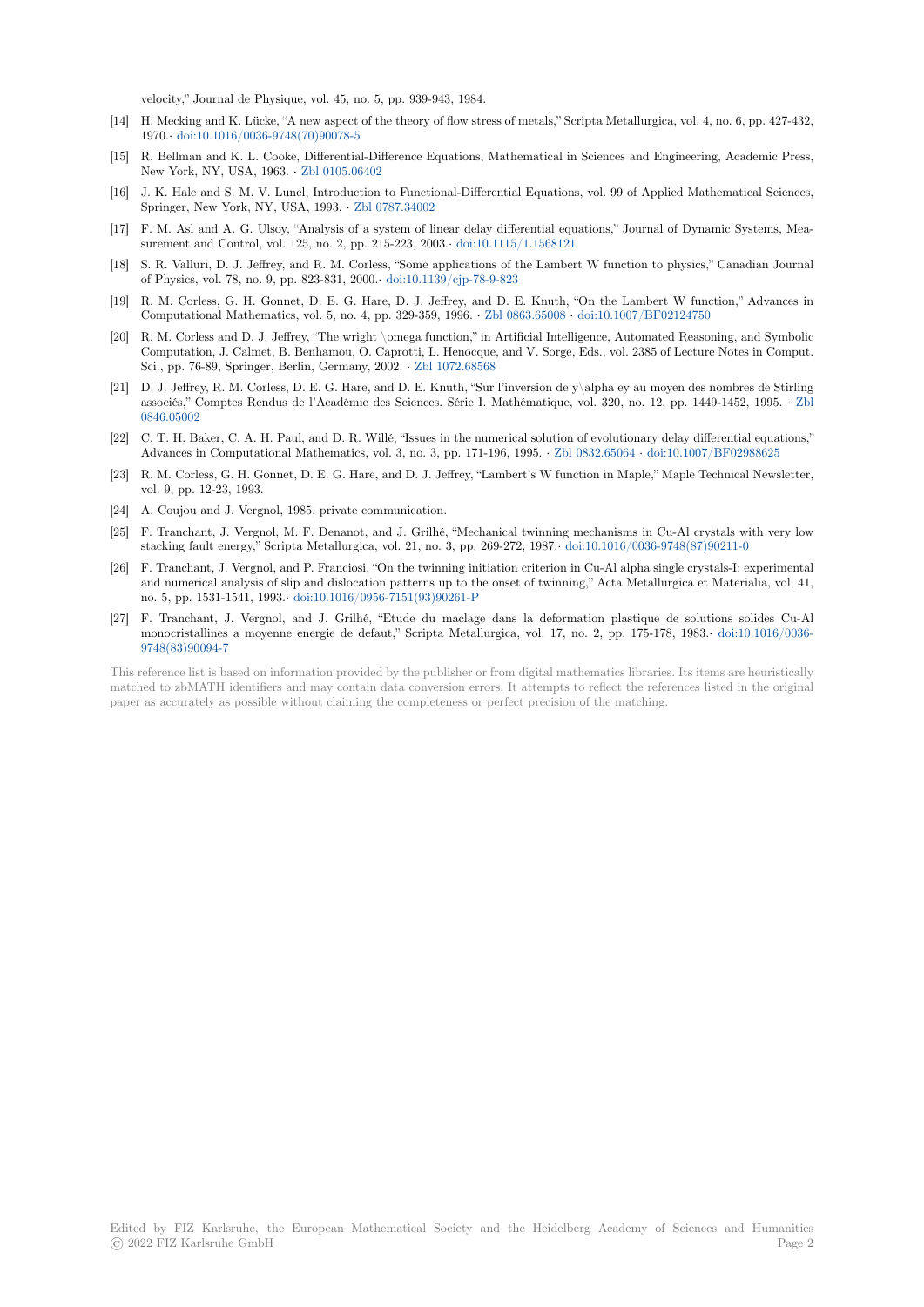velocity," Journal de Physique, vol. 45, no. 5, pp. 939-943, 1984.

[14] H. Mecking and K. Lücke, "A new aspect of the theory of flow stress of metals," Scripta Metallurgica, vol. 4, no. 6, pp. 427-432, 1970.· doi:10.1016/0036-9748(70)90078-5

[15] R. Bellman and K. L. Cooke, Differential-Difference Equations, Mathematical in Sciences and Engineering, Academic Press, New York, NY, USA, 1963. · Zbl 0105.06402

[16] J. K. Hale and S. M. V. Lunel, Introduction to Functional-Differential Equations, vol. 99 of Applied Mathematical Sciences, Springer, New York, NY, USA, 1993. · Zbl 0787.34002

[17] F. M. Asl and A. G. Ulsoy, "Analysis of a system of linear delay differential equations," Journal of Dynamic Systems, Measurement and Control, vol. 125, no. 2, pp. 215-223, 2003.· doi:10.1115/1.1568121

[18] S. R. Valluri, D. J. Jeffrey, and R. M. Corless, "Some applications of the Lambert W function to physics," Canadian Journal of Physics, vol. 78, no. 9, pp. 823-831, 2000.· doi:10.1139/cjp-78-9-823

[19] R. M. Corless, G. H. Gonnet, D. E. G. Hare, D. J. Jeffrey, and D. E. Knuth, "On the Lambert W function," Advances in Computational Mathematics, vol. 5, no. 4, pp. 329-359, 1996. · Zbl 0863.65008 · doi:10.1007/BF02124750

[20] R. M. Corless and D. J. Jeffrey, "The wright \omega function," in Artificial Intelligence, Automated Reasoning, and Symbolic Computation, J. Calmet, B. Benhamou, O. Caprotti, L. Henocque, and V. Sorge, Eds., vol. 2385 of Lecture Notes in Comput. Sci., pp. 76-89, Springer, Berlin, Germany, 2002. · Zbl 1072.68568

[21] D. J. Jeffrey, R. M. Corless, D. E. G. Hare, and D. E. Knuth, "Sur l'inversion de y\alpha ey au moyen des nombres de Stirling associés," Comptes Rendus de l'Académie des Sciences. Série I. Mathématique, vol. 320, no. 12, pp. 1449-1452, 1995. · Zbl 0846.05002

[22] C. T. H. Baker, C. A. H. Paul, and D. R. Willé, "Issues in the numerical solution of evolutionary delay differential equations," Advances in Computational Mathematics, vol. 3, no. 3, pp. 171-196, 1995. · Zbl 0832.65064 · doi:10.1007/BF02988625

[23] R. M. Corless, G. H. Gonnet, D. E. G. Hare, and D. J. Jeffrey, "Lambert's W function in Maple," Maple Technical Newsletter, vol. 9, pp. 12-23, 1993.

[24] A. Coujou and J. Vergnol, 1985, private communication.

[25] F. Tranchant, J. Vergnol, M. F. Denanot, and J. Grilhé, "Mechanical twinning mechanisms in Cu-Al crystals with very low stacking fault energy," Scripta Metallurgica, vol. 21, no. 3, pp. 269-272, 1987.· doi:10.1016/0036-9748(87)90211-0

[26] F. Tranchant, J. Vergnol, and P. Franciosi, "On the twinning initiation criterion in Cu-Al alpha single crystals-I: experimental and numerical analysis of slip and dislocation patterns up to the onset of twinning," Acta Metallurgica et Materialia, vol. 41, no. 5, pp. 1531-1541, 1993.· doi:10.1016/0956-7151(93)90261-P

[27] F. Tranchant, J. Vergnol, and J. Grilhé, "Etude du maclage dans la deformation plastique de solutions solides Cu-Al monocristallines a moyenne energie de defaut," Scripta Metallurgica, vol. 17, no. 2, pp. 175-178, 1983.· doi:10.1016/0036-9748(83)90094-7

This reference list is based on information provided by the publisher or from digital mathematics libraries. Its items are heuristically matched to zbMATH identifiers and may contain data conversion errors. It attempts to reflect the references listed in the original paper as accurately as possible without claiming the completeness or perfect precision of the matching.